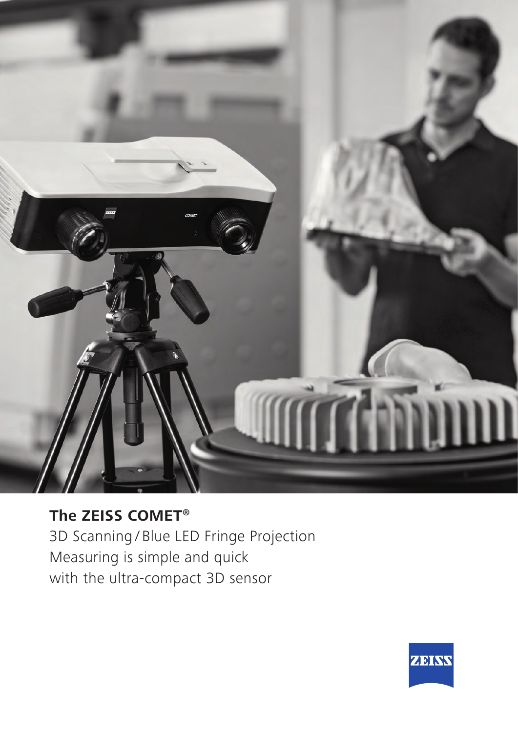# The ZEISS COMET®

3D Scanning / Blue LED Fringe Projection
Measuring is simple and quick
with the ultra-compact 3D sensor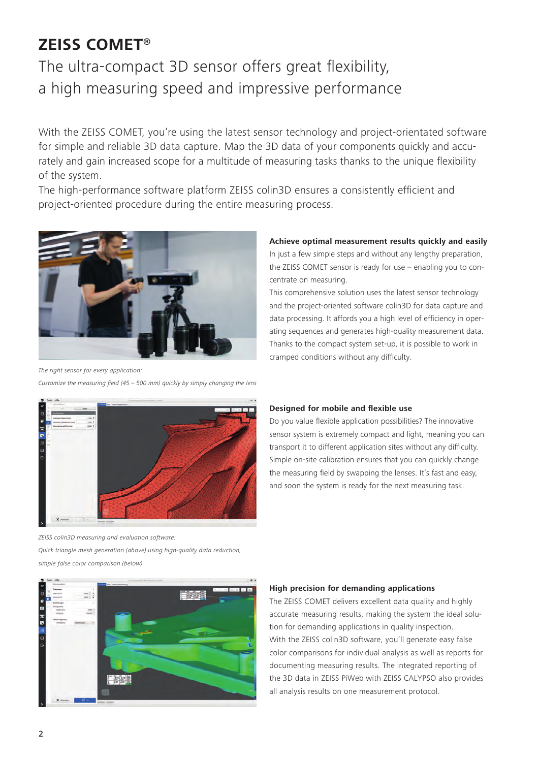# ZEISS COMET®

## The ultra-compact 3D sensor offers great flexibility, a high measuring speed and impressive performance

With the ZEISS COMET, you're using the latest sensor technology and project-orientated software for simple and reliable 3D data capture. Map the 3D data of your components quickly and accurately and gain increased scope for a multitude of measuring tasks thanks to the unique flexibility of the system.
The high-performance software platform ZEISS colin3D ensures a consistently efficient and project-oriented procedure during the entire measuring process.

*The right sensor for every application:*
*Customize the measuring field (45 – 500 mm) quickly by simply changing the lens*

### Achieve optimal measurement results quickly and easily

In just a few simple steps and without any lengthy preparation, the ZEISS COMET sensor is ready for use – enabling you to concentrate on measuring.
This comprehensive solution uses the latest sensor technology and the project-oriented software colin3D for data capture and data processing. It affords you a high level of efficiency in operating sequences and generates high-quality measurement data. Thanks to the compact system set-up, it is possible to work in cramped conditions without any difficulty.

*ZEISS colin3D measuring and evaluation software:*
*Quick triangle mesh generation (above) using high-quality data reduction, simple false color comparison (below)*

### Designed for mobile and flexible use

Do you value flexible application possibilities? The innovative sensor system is extremely compact and light, meaning you can transport it to different application sites without any difficulty. Simple on-site calibration ensures that you can quickly change the measuring field by swapping the lenses. It's fast and easy, and soon the system is ready for the next measuring task.

### High precision for demanding applications

The ZEISS COMET delivers excellent data quality and highly accurate measuring results, making the system the ideal solution for demanding applications in quality inspection.
With the ZEISS colin3D software, you'll generate easy false color comparisons for individual analysis as well as reports for documenting measuring results. The integrated reporting of the 3D data in ZEISS PiWeb with ZEISS CALYPSO also provides all analysis results on one measurement protocol.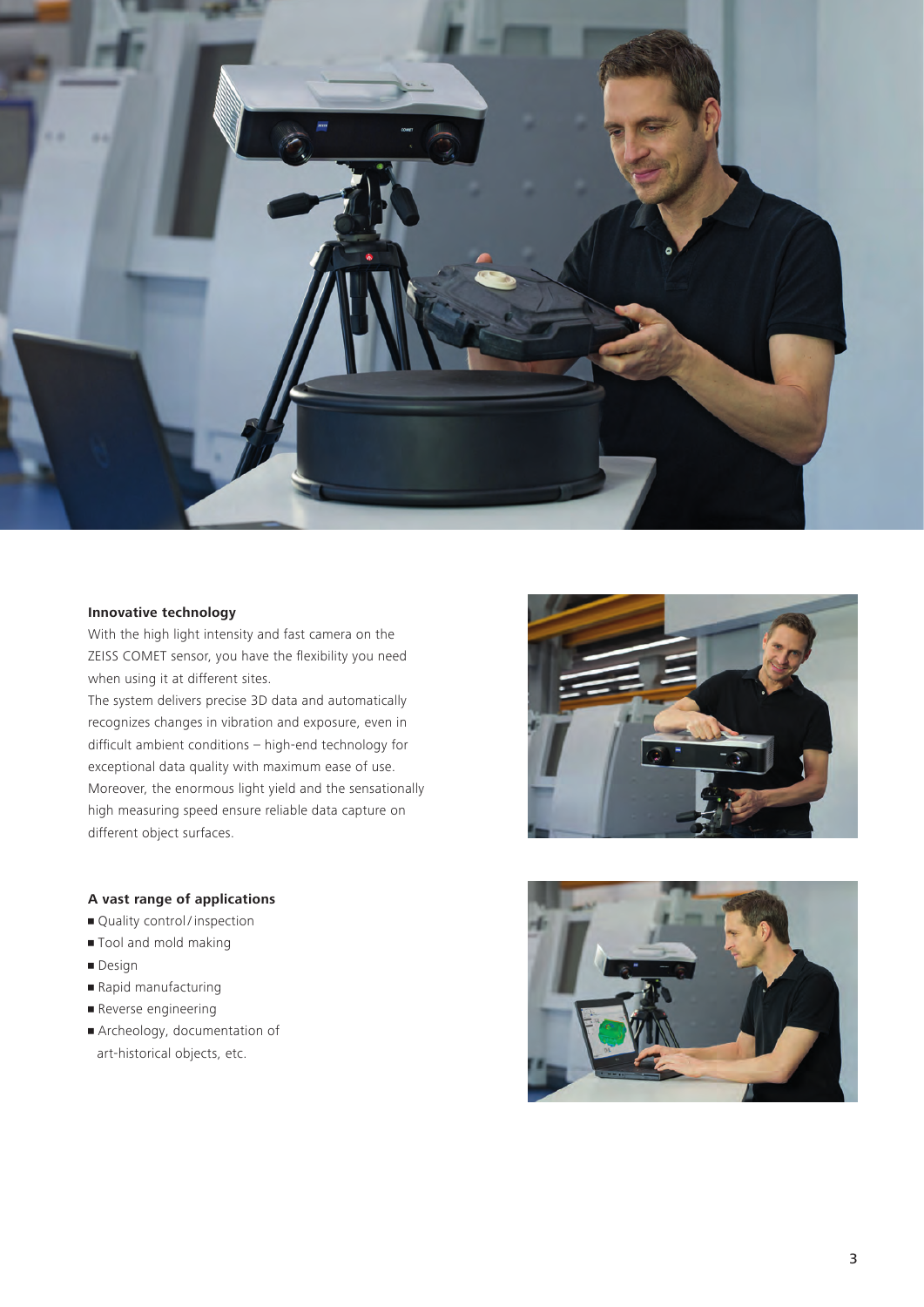**Innovative technology**

With the high light intensity and fast camera on the ZEISS COMET sensor, you have the flexibility you need when using it at different sites.
The system delivers precise 3D data and automatically recognizes changes in vibration and exposure, even in difficult ambient conditions – high-end technology for exceptional data quality with maximum ease of use.
Moreover, the enormous light yield and the sensationally high measuring speed ensure reliable data capture on different object surfaces.

**A vast range of applications**

- Quality control / inspection
- Tool and mold making
- Design
- Rapid manufacturing
- Reverse engineering
- Archeology, documentation of art-historical objects, etc.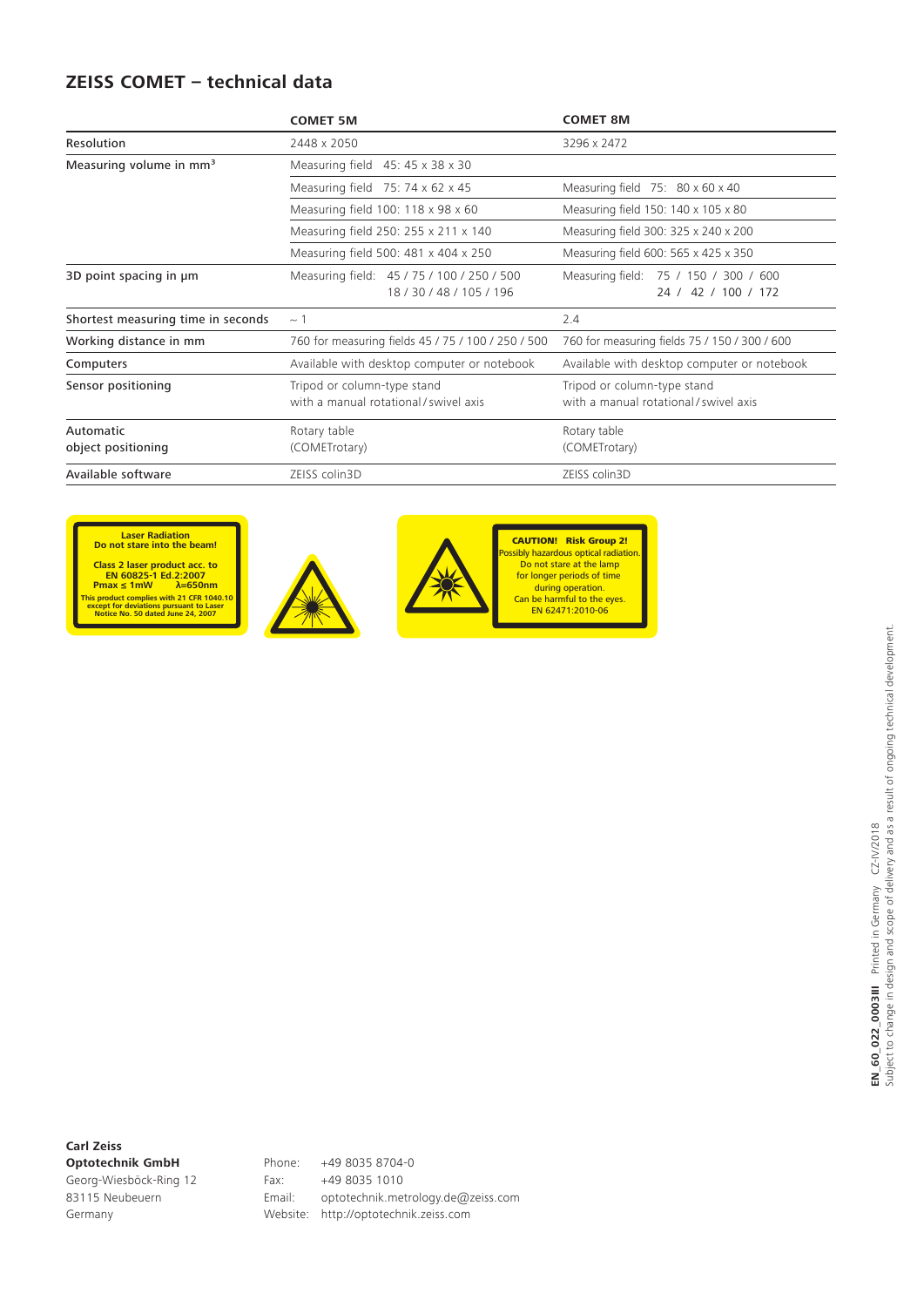## ZEISS COMET – technical data

| | COMET 5M | COMET 8M |
|---|---|---|
| Resolution | 2448 x 2050 | 3296 x 2472 |
| Measuring volume in mm³ | Measuring field 45: 45 x 38 x 30 | |
| | Measuring field 75: 74 x 62 x 45 | Measuring field 75: 80 x 60 x 40 |
| | Measuring field 100: 118 x 98 x 60 | Measuring field 150: 140 x 105 x 80 |
| | Measuring field 250: 255 x 211 x 140 | Measuring field 300: 325 x 240 x 200 |
| | Measuring field 500: 481 x 404 x 250 | Measuring field 600: 565 x 425 x 350 |
| 3D point spacing in µm | Measuring field: 45 / 75 / 100 / 250 / 500<br>18 / 30 / 48 / 105 / 196 | Measuring field: 75 / 150 / 300 / 600<br>24 / 42 / 100 / 172 |
| Shortest measuring time in seconds | ~ 1 | 2.4 |
| Working distance in mm | 760 for measuring fields 45 / 75 / 100 / 250 / 500 | 760 for measuring fields 75 / 150 / 300 / 600 |
| Computers | Available with desktop computer or notebook | Available with desktop computer or notebook |
| Sensor positioning | Tripod or column-type stand<br>with a manual rotational / swivel axis | Tripod or column-type stand<br>with a manual rotational / swivel axis |
| Automatic object positioning | Rotary table (COMETrotary) | Rotary table (COMETrotary) |
| Available software | ZEISS colin3D | ZEISS colin3D |

**Laser Radiation**
**Do not stare into the beam!**
**Class 2 laser product acc. to EN 60825-1 Ed.2:2007**
**Pmax ≤ 1mW λ=650nm**
**This product complies with 21 CFR 1040.10 except for deviations pursuant to Laser Notice No. 50 dated June 24, 2007**

**CAUTION! Risk Group 2!**
Possibly hazardous optical radiation.
Do not stare at the lamp for longer periods of time during operation.
Can be harmful to the eyes.
EN 62471:2010-06

**EN_60_022_0003III** Printed in Germany CZ-IV/2018
Subject to change in design and scope of delivery and as a result of ongoing technical development.

**Carl Zeiss**
**Optotechnik GmbH**
Georg-Wiesböck-Ring 12
83115 Neubeuern
Germany

Phone: +49 8035 8704-0
Fax: +49 8035 1010
Email: optotechnik.metrology.de@zeiss.com
Website: http://optotechnik.zeiss.com